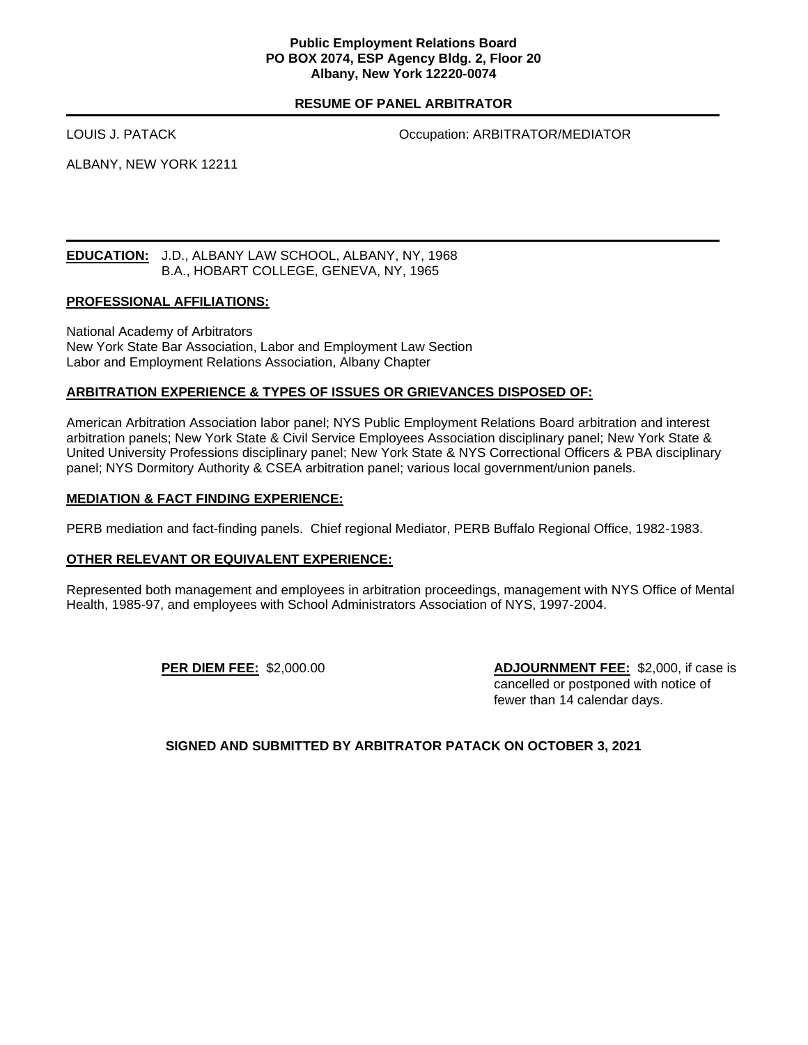**Public Employment Relations Board**
**PO BOX 2074, ESP Agency Bldg. 2, Floor 20**
**Albany, New York 12220-0074**

## RESUME OF PANEL ARBITRATOR

LOUIS J. PATACK

Occupation: ARBITRATOR/MEDIATOR

ALBANY, NEW YORK 12211

---

**EDUCATION:** J.D., ALBANY LAW SCHOOL, ALBANY, NY, 1968
B.A., HOBART COLLEGE, GENEVA, NY, 1965

### PROFESSIONAL AFFILIATIONS:

National Academy of Arbitrators
New York State Bar Association, Labor and Employment Law Section
Labor and Employment Relations Association, Albany Chapter

### ARBITRATION EXPERIENCE & TYPES OF ISSUES OR GRIEVANCES DISPOSED OF:

American Arbitration Association labor panel; NYS Public Employment Relations Board arbitration and interest arbitration panels; New York State & Civil Service Employees Association disciplinary panel; New York State & United University Professions disciplinary panel; New York State & NYS Correctional Officers & PBA disciplinary panel; NYS Dormitory Authority & CSEA arbitration panel; various local government/union panels.

### MEDIATION & FACT FINDING EXPERIENCE:

PERB mediation and fact-finding panels. Chief regional Mediator, PERB Buffalo Regional Office, 1982-1983.

### OTHER RELEVANT OR EQUIVALENT EXPERIENCE:

Represented both management and employees in arbitration proceedings, management with NYS Office of Mental Health, 1985-97, and employees with School Administrators Association of NYS, 1997-2004.

**PER DIEM FEE:** $2,000.00

**ADJOURNMENT FEE:** $2,000, if case is cancelled or postponed with notice of fewer than 14 calendar days.

**SIGNED AND SUBMITTED BY ARBITRATOR PATACK ON OCTOBER 3, 2021**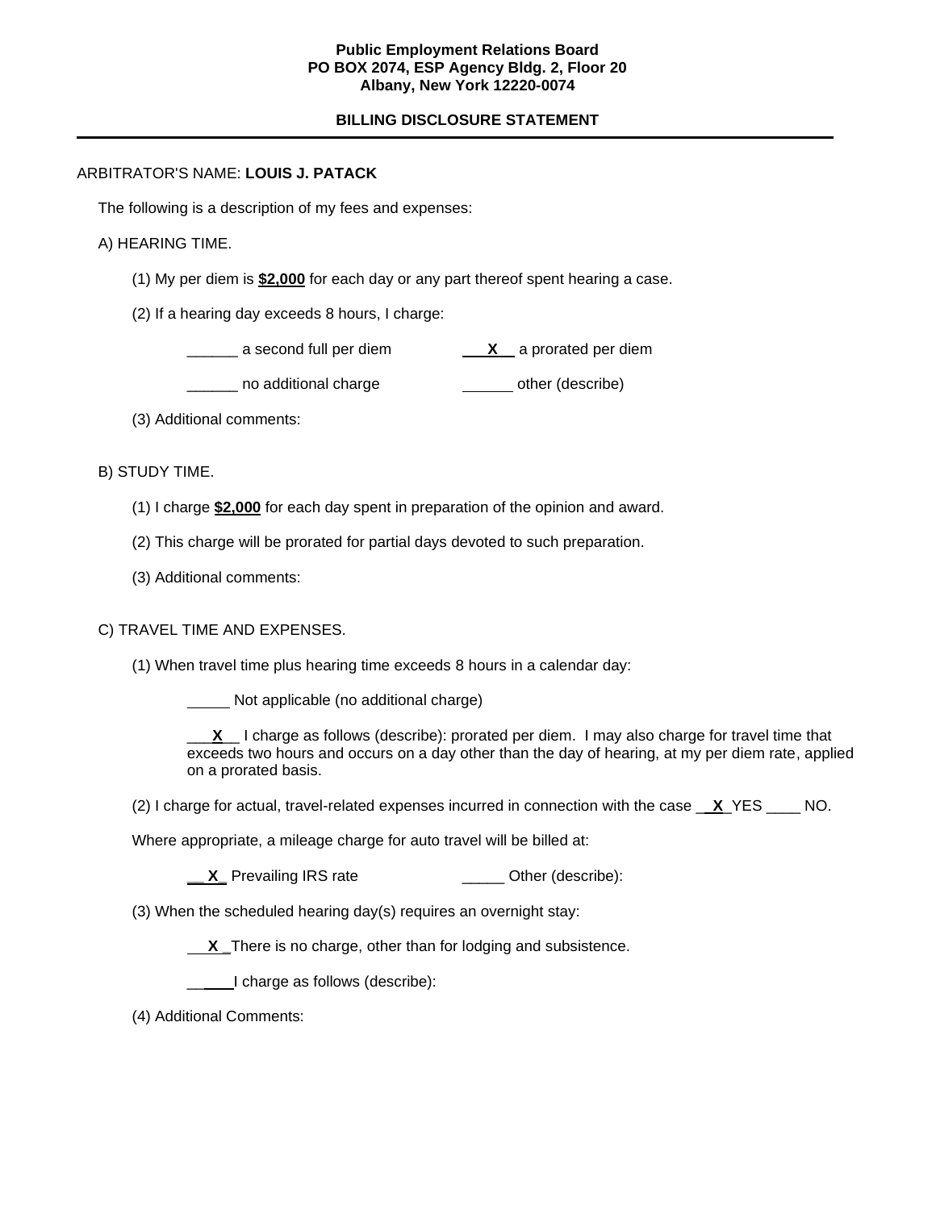**Public Employment Relations Board**
**PO BOX 2074, ESP Agency Bldg. 2, Floor 20**
**Albany, New York 12220-0074**

**BILLING DISCLOSURE STATEMENT**

---

ARBITRATOR'S NAME: **LOUIS J. PATACK**

The following is a description of my fees and expenses:

A) HEARING TIME.

(1) My per diem is **$2,000** for each day or any part thereof spent hearing a case.

(2) If a hearing day exceeds 8 hours, I charge:

______ a second full per diem ___**X**___ a prorated per diem

______ no additional charge ______ other (describe)

(3) Additional comments:

B) STUDY TIME.

(1) I charge **$2,000** for each day spent in preparation of the opinion and award.

(2) This charge will be prorated for partial days devoted to such preparation.

(3) Additional comments:

C) TRAVEL TIME AND EXPENSES.

(1) When travel time plus hearing time exceeds 8 hours in a calendar day:

_____ Not applicable (no additional charge)

___**X**___ I charge as follows (describe): prorated per diem. I may also charge for travel time that exceeds two hours and occurs on a day other than the day of hearing, at my per diem rate, applied on a prorated basis.

(2) I charge for actual, travel-related expenses incurred in connection with the case __**X**__YES ____ NO.

Where appropriate, a mileage charge for auto travel will be billed at:

__**X**__ Prevailing IRS rate _____ Other (describe):

(3) When the scheduled hearing day(s) requires an overnight stay:

___**X**___There is no charge, other than for lodging and subsistence.

______I charge as follows (describe):

(4) Additional Comments: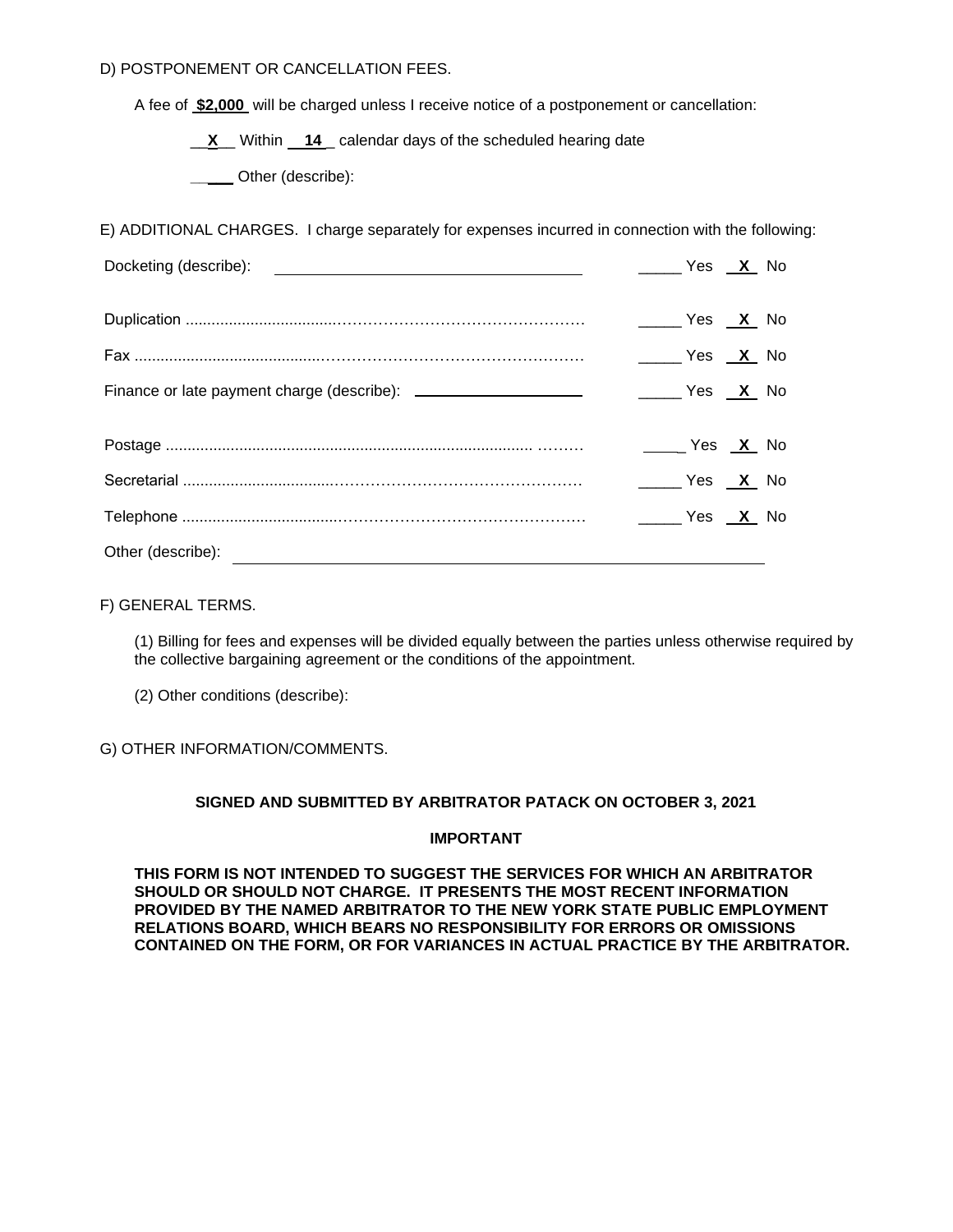D) POSTPONEMENT OR CANCELLATION FEES.

A fee of **$2,000** will be charged unless I receive notice of a postponement or cancellation:

__**X**__ Within __**14**__ calendar days of the scheduled hearing date

_____ Other (describe):

E) ADDITIONAL CHARGES. I charge separately for expenses incurred in connection with the following:

| | |
|---|---|
| Docketing (describe): | _____ Yes __**X**__ No |
| Duplication | _____ Yes __**X**__ No |
| Fax | _____ Yes __**X**__ No |
| Finance or late payment charge (describe): | _____ Yes __**X**__ No |
| Postage | _____ Yes __**X**__ No |
| Secretarial | _____ Yes __**X**__ No |
| Telephone | _____ Yes __**X**__ No |
| Other (describe): | |

F) GENERAL TERMS.

(1) Billing for fees and expenses will be divided equally between the parties unless otherwise required by the collective bargaining agreement or the conditions of the appointment.

(2) Other conditions (describe):

G) OTHER INFORMATION/COMMENTS.

**SIGNED AND SUBMITTED BY ARBITRATOR PATACK ON OCTOBER 3, 2021**

**IMPORTANT**

**THIS FORM IS NOT INTENDED TO SUGGEST THE SERVICES FOR WHICH AN ARBITRATOR SHOULD OR SHOULD NOT CHARGE. IT PRESENTS THE MOST RECENT INFORMATION PROVIDED BY THE NAMED ARBITRATOR TO THE NEW YORK STATE PUBLIC EMPLOYMENT RELATIONS BOARD, WHICH BEARS NO RESPONSIBILITY FOR ERRORS OR OMISSIONS CONTAINED ON THE FORM, OR FOR VARIANCES IN ACTUAL PRACTICE BY THE ARBITRATOR.**